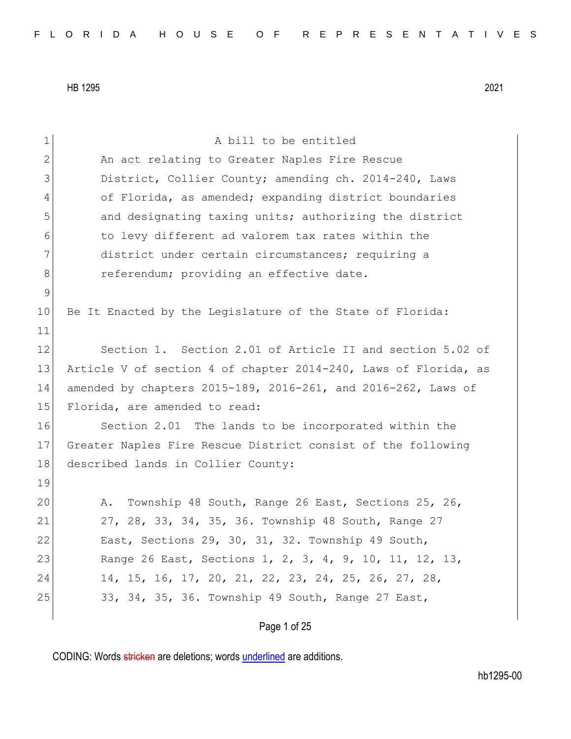A bill to be entitled

An act relating to Greater Naples Fire Rescue District, Collier County; amending ch. 2014-240, Laws of Florida, as amended; expanding district boundaries and designating taxing units; authorizing the district to levy different ad valorem tax rates within the district under certain circumstances; requiring a referendum; providing an effective date.

Be It Enacted by the Legislature of the State of Florida:

Section 1. Section 2.01 of Article II and section 5.02 of Article V of section 4 of chapter 2014-240, Laws of Florida, as amended by chapters 2015-189, 2016-261, and 2016-262, Laws of Florida, are amended to read:

Section 2.01 The lands to be incorporated within the Greater Naples Fire Rescue District consist of the following described lands in Collier County:

A. Township 48 South, Range 26 East, Sections 25, 26, 27, 28, 33, 34, 35, 36. Township 48 South, Range 27 East, Sections 29, 30, 31, 32. Township 49 South, Range 26 East, Sections 1, 2, 3, 4, 9, 10, 11, 12, 13, 14, 15, 16, 17, 20, 21, 22, 23, 24, 25, 26, 27, 28, 33, 34, 35, 36. Township 49 South, Range 27 East,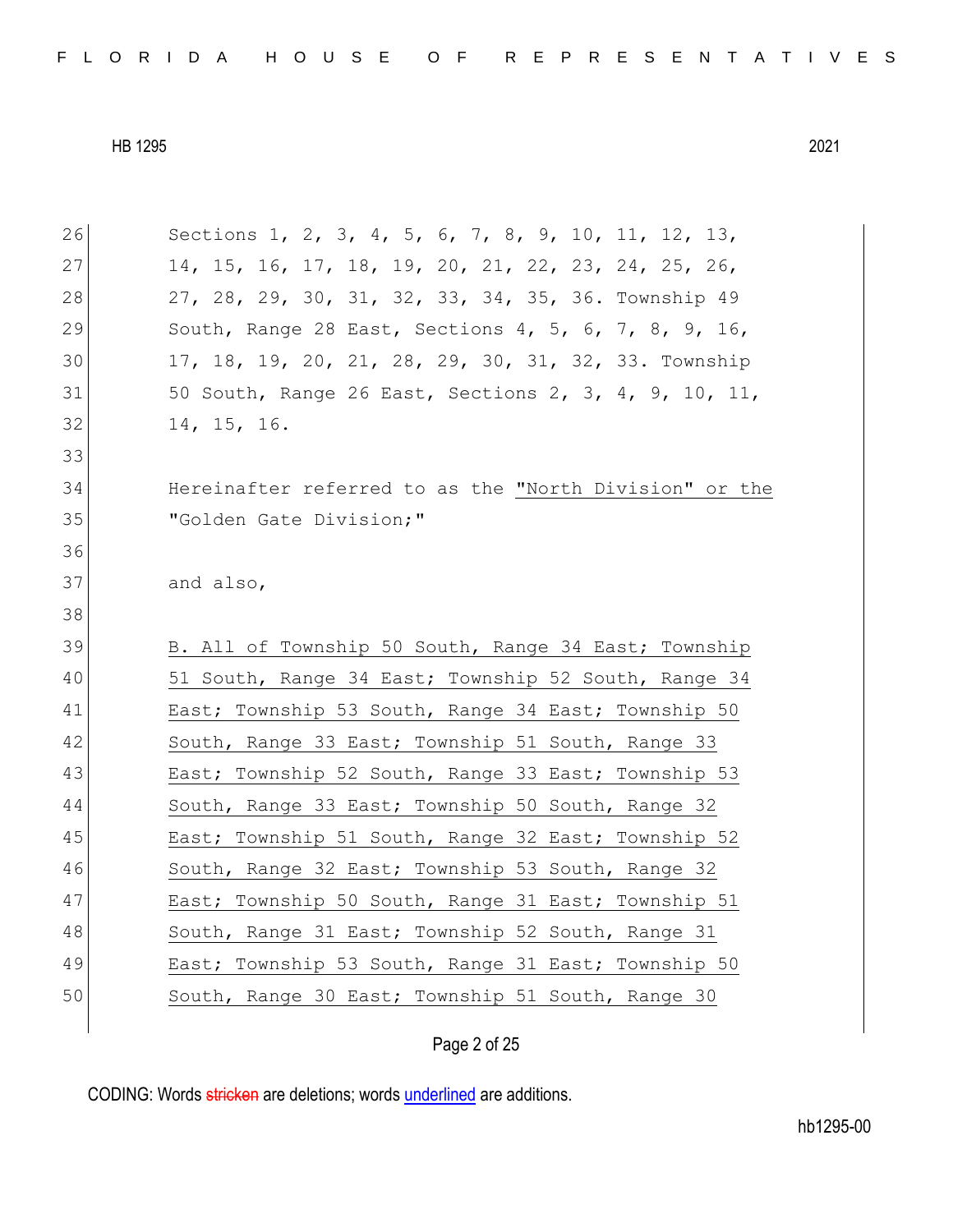Sections 1, 2, 3, 4, 5, 6, 7, 8, 9, 10, 11, 12, 13, 14, 15, 16, 17, 18, 19, 20, 21, 22, 23, 24, 25, 26, 27, 28, 29, 30, 31, 32, 33, 34, 35, 36. Township 49 South, Range 28 East, Sections 4, 5, 6, 7, 8, 9, 16, 17, 18, 19, 20, 21, 28, 29, 30, 31, 32, 33. Township 50 South, Range 26 East, Sections 2, 3, 4, 9, 10, 11, 14, 15, 16.

Hereinafter referred to as the <u>"North Division" or the</u> "Golden Gate Division;"

and also,

<u>B. All of Township 50 South, Range 34 East; Township 51 South, Range 34 East; Township 52 South, Range 34 East; Township 53 South, Range 34 East; Township 50 South, Range 33 East; Township 51 South, Range 33 East; Township 52 South, Range 33 East; Township 53 South, Range 33 East; Township 50 South, Range 32 East; Township 51 South, Range 32 East; Township 52 South, Range 32 East; Township 53 South, Range 32 East; Township 50 South, Range 31 East; Township 51 South, Range 31 East; Township 52 South, Range 31 East; Township 53 South, Range 31 East; Township 50 South, Range 30 East; Township 51 South, Range 30</u>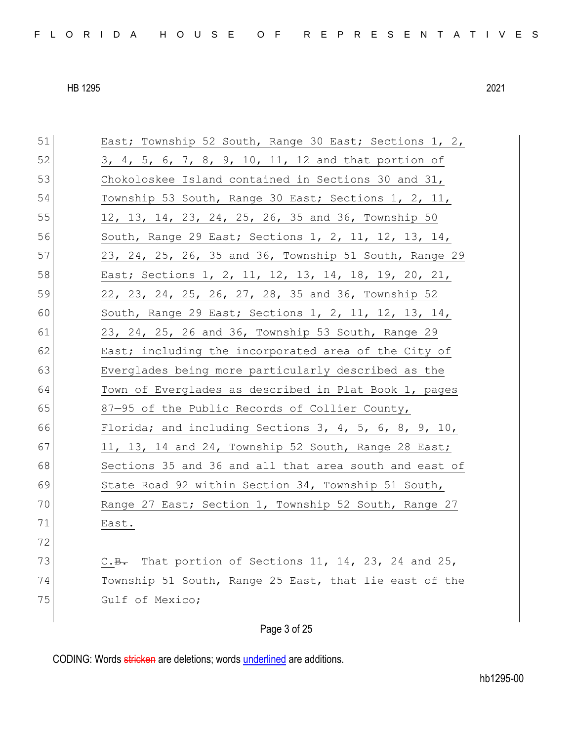East; Township 52 South, Range 30 East; Sections 1, 2, 3, 4, 5, 6, 7, 8, 9, 10, 11, 12 and that portion of Chokoloskee Island contained in Sections 30 and 31, Township 53 South, Range 30 East; Sections 1, 2, 11, 12, 13, 14, 23, 24, 25, 26, 35 and 36, Township 50 South, Range 29 East; Sections 1, 2, 11, 12, 13, 14, 23, 24, 25, 26, 35 and 36, Township 51 South, Range 29 East; Sections 1, 2, 11, 12, 13, 14, 18, 19, 20, 21, 22, 23, 24, 25, 26, 27, 28, 35 and 36, Township 52 South, Range 29 East; Sections 1, 2, 11, 12, 13, 14, 23, 24, 25, 26 and 36, Township 53 South, Range 29 East; including the incorporated area of the City of Everglades being more particularly described as the Town of Everglades as described in Plat Book 1, pages 87—95 of the Public Records of Collier County, Florida; and including Sections 3, 4, 5, 6, 8, 9, 10, 11, 13, 14 and 24, Township 52 South, Range 28 East; Sections 35 and 36 and all that area south and east of State Road 92 within Section 34, Township 51 South, Range 27 East; Section 1, Township 52 South, Range 27 East.

C.~~B.~~ That portion of Sections 11, 14, 23, 24 and 25, Township 51 South, Range 25 East, that lie east of the Gulf of Mexico;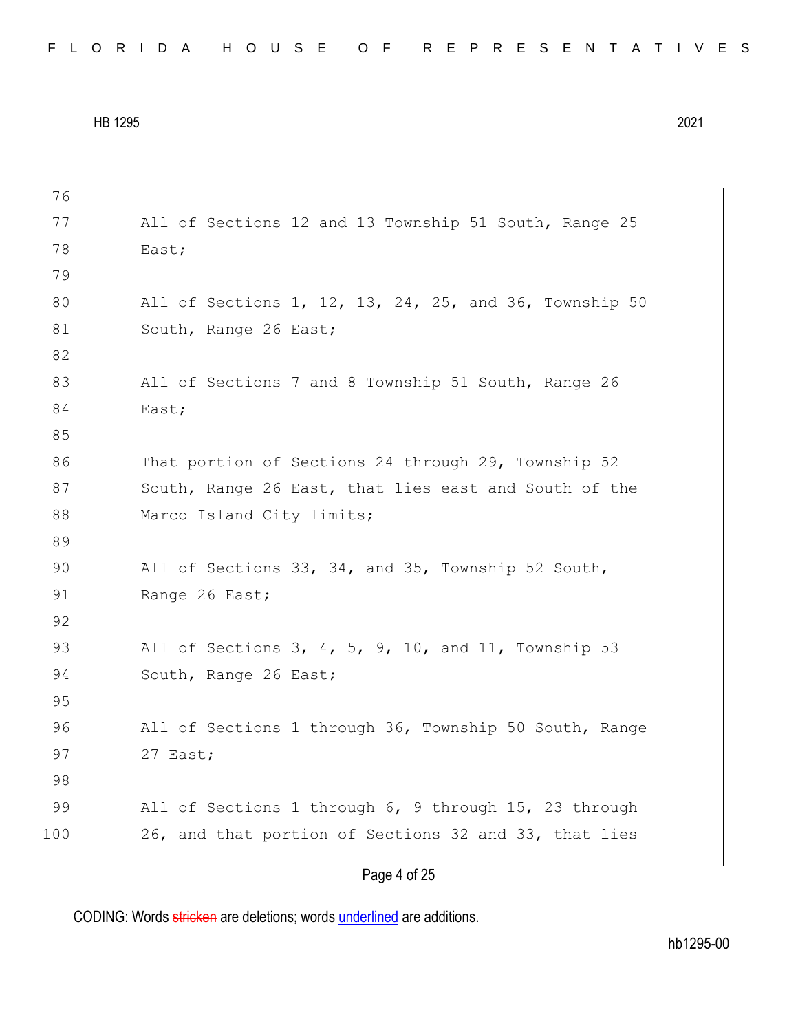All of Sections 12 and 13 Township 51 South, Range 25 East;

All of Sections 1, 12, 13, 24, 25, and 36, Township 50 South, Range 26 East;

All of Sections 7 and 8 Township 51 South, Range 26 East;

That portion of Sections 24 through 29, Township 52 South, Range 26 East, that lies east and South of the Marco Island City limits;

All of Sections 33, 34, and 35, Township 52 South, Range 26 East;

All of Sections 3, 4, 5, 9, 10, and 11, Township 53 South, Range 26 East;

All of Sections 1 through 36, Township 50 South, Range 27 East;

All of Sections 1 through 6, 9 through 15, 23 through 26, and that portion of Sections 32 and 33, that lies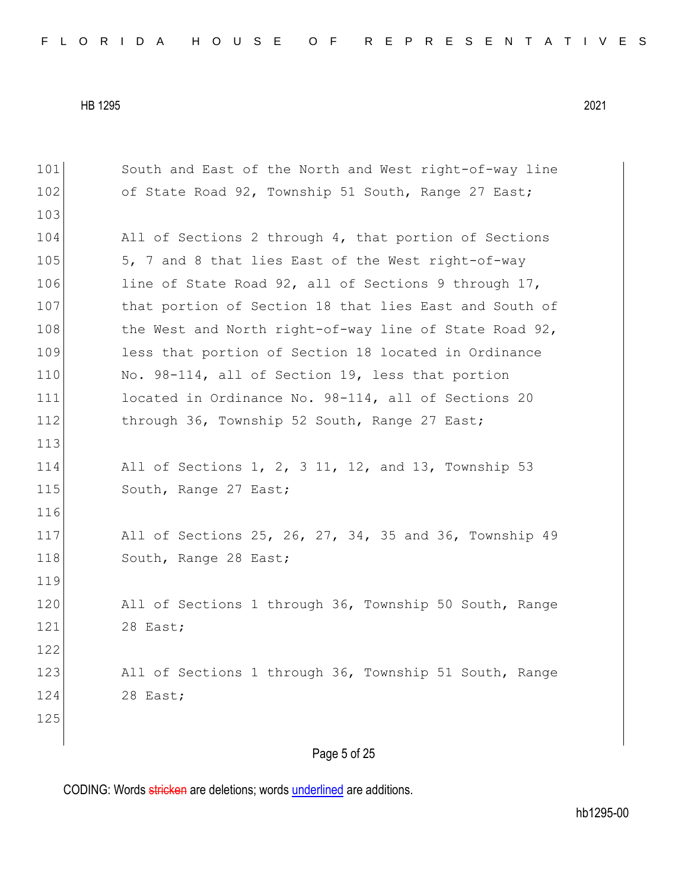South and East of the North and West right-of-way line of State Road 92, Township 51 South, Range 27 East;

All of Sections 2 through 4, that portion of Sections 5, 7 and 8 that lies East of the West right-of-way line of State Road 92, all of Sections 9 through 17, that portion of Section 18 that lies East and South of the West and North right-of-way line of State Road 92, less that portion of Section 18 located in Ordinance No. 98-114, all of Section 19, less that portion located in Ordinance No. 98-114, all of Sections 20 through 36, Township 52 South, Range 27 East;

All of Sections 1, 2, 3 11, 12, and 13, Township 53 South, Range 27 East;

All of Sections 25, 26, 27, 34, 35 and 36, Township 49 South, Range 28 East;

All of Sections 1 through 36, Township 50 South, Range 28 East;

All of Sections 1 through 36, Township 51 South, Range 28 East;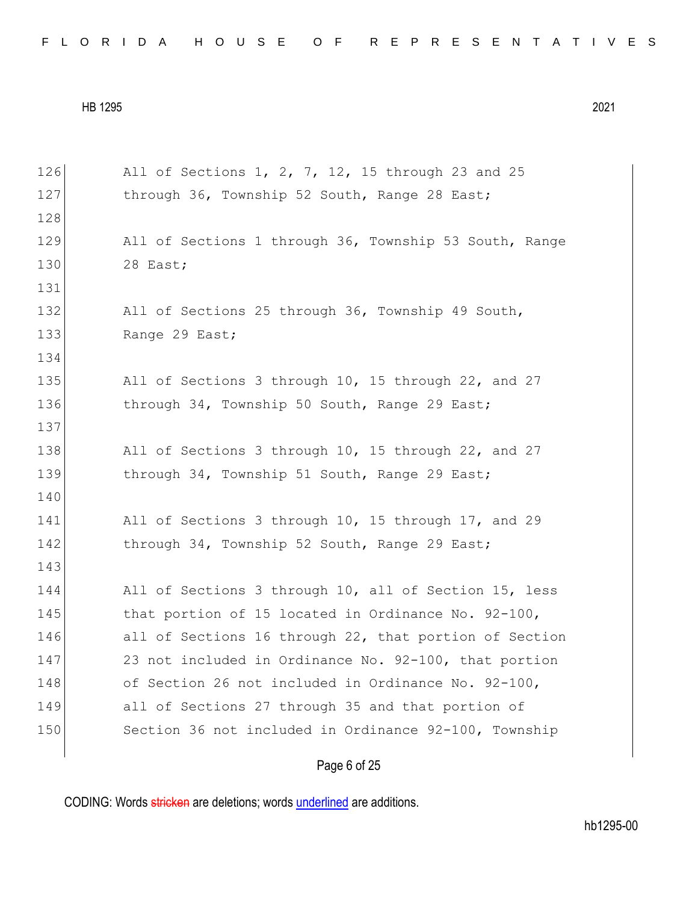All of Sections 1, 2, 7, 12, 15 through 23 and 25 through 36, Township 52 South, Range 28 East;

All of Sections 1 through 36, Township 53 South, Range 28 East;

All of Sections 25 through 36, Township 49 South, Range 29 East;

All of Sections 3 through 10, 15 through 22, and 27 through 34, Township 50 South, Range 29 East;

All of Sections 3 through 10, 15 through 22, and 27 through 34, Township 51 South, Range 29 East;

All of Sections 3 through 10, 15 through 17, and 29 through 34, Township 52 South, Range 29 East;

All of Sections 3 through 10, all of Section 15, less that portion of 15 located in Ordinance No. 92-100, all of Sections 16 through 22, that portion of Section 23 not included in Ordinance No. 92-100, that portion of Section 26 not included in Ordinance No. 92-100, all of Sections 27 through 35 and that portion of Section 36 not included in Ordinance 92-100, Township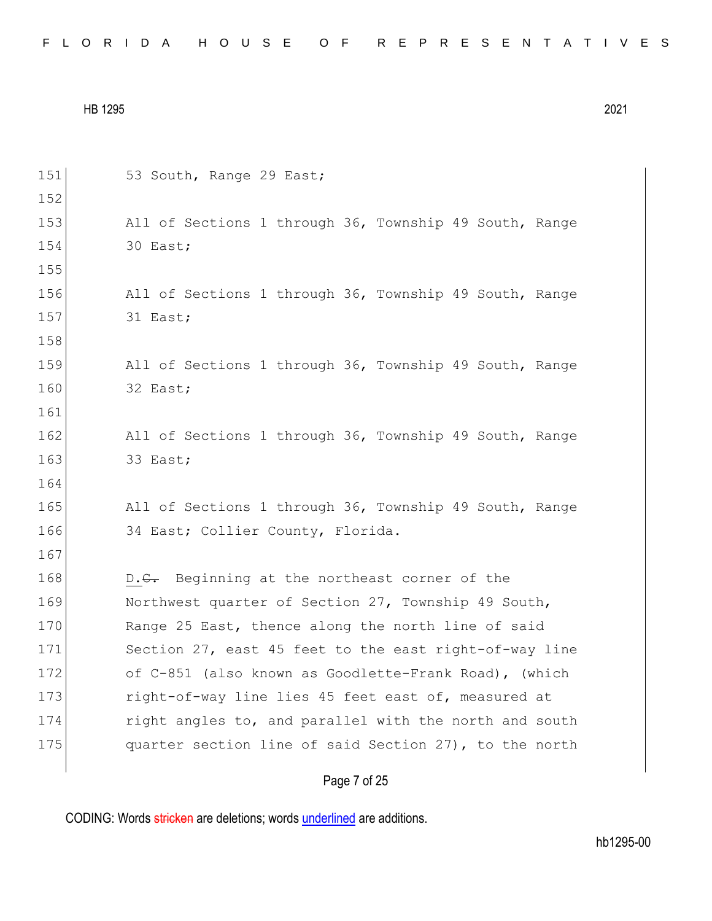53 South, Range 29 East;

All of Sections 1 through 36, Township 49 South, Range 30 East;

All of Sections 1 through 36, Township 49 South, Range 31 East;

All of Sections 1 through 36, Township 49 South, Range 32 East;

All of Sections 1 through 36, Township 49 South, Range 33 East;

All of Sections 1 through 36, Township 49 South, Range 34 East; Collier County, Florida.

<u>D.</u>~~C.~~ Beginning at the northeast corner of the Northwest quarter of Section 27, Township 49 South, Range 25 East, thence along the north line of said Section 27, east 45 feet to the east right-of-way line of C-851 (also known as Goodlette-Frank Road), (which right-of-way line lies 45 feet east of, measured at right angles to, and parallel with the north and south quarter section line of said Section 27), to the north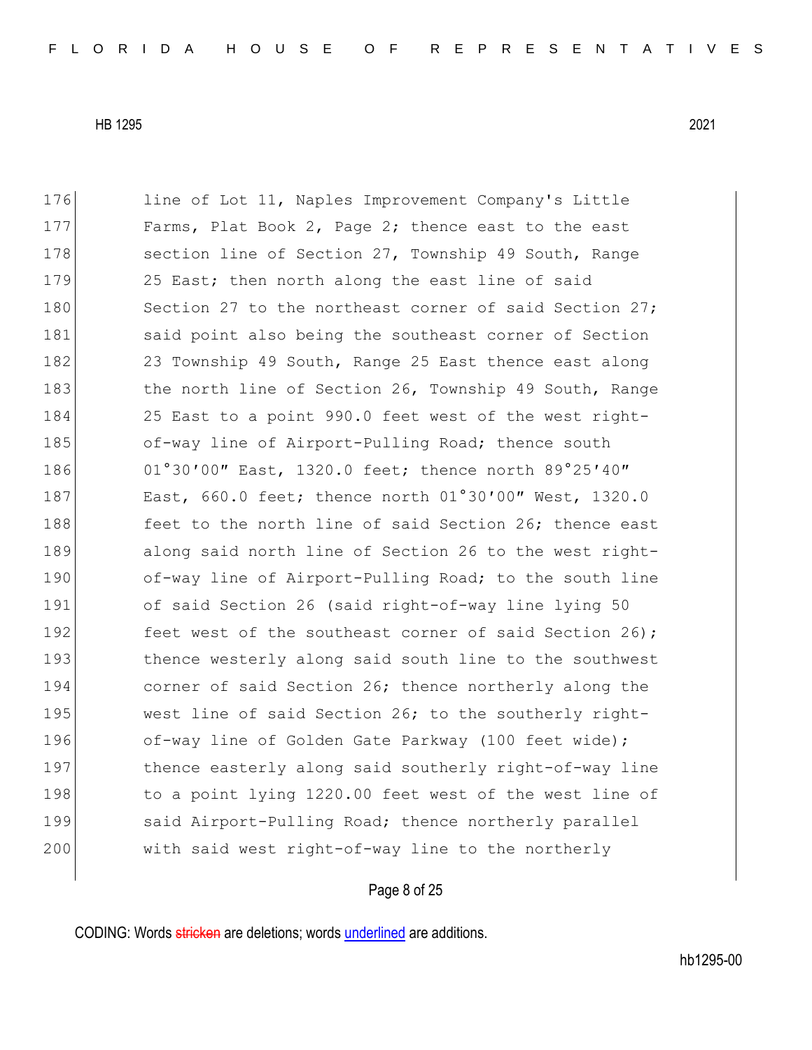line of Lot 11, Naples Improvement Company's Little Farms, Plat Book 2, Page 2; thence east to the east section line of Section 27, Township 49 South, Range 25 East; then north along the east line of said Section 27 to the northeast corner of said Section 27; said point also being the southeast corner of Section 23 Township 49 South, Range 25 East thence east along the north line of Section 26, Township 49 South, Range 25 East to a point 990.0 feet west of the west right-of-way line of Airport-Pulling Road; thence south 01°30′00″ East, 1320.0 feet; thence north 89°25′40″ East, 660.0 feet; thence north 01°30′00″ West, 1320.0 feet to the north line of said Section 26; thence east along said north line of Section 26 to the west right-of-way line of Airport-Pulling Road; to the south line of said Section 26 (said right-of-way line lying 50 feet west of the southeast corner of said Section 26); thence westerly along said south line to the southwest corner of said Section 26; thence northerly along the west line of said Section 26; to the southerly right-of-way line of Golden Gate Parkway (100 feet wide); thence easterly along said southerly right-of-way line to a point lying 1220.00 feet west of the west line of said Airport-Pulling Road; thence northerly parallel with said west right-of-way line to the northerly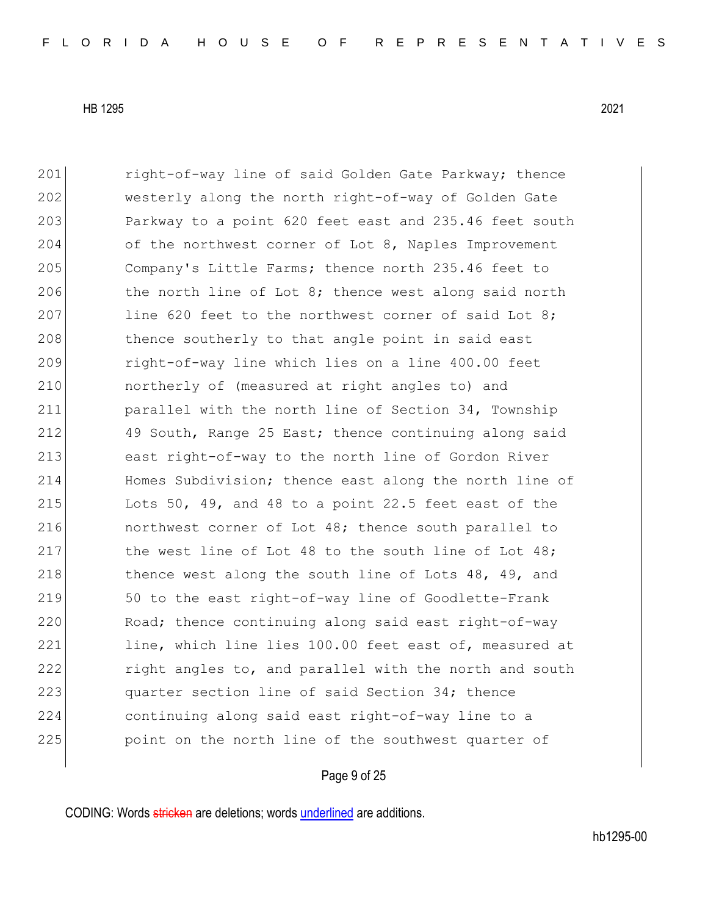right-of-way line of said Golden Gate Parkway; thence westerly along the north right-of-way of Golden Gate Parkway to a point 620 feet east and 235.46 feet south of the northwest corner of Lot 8, Naples Improvement Company's Little Farms; thence north 235.46 feet to the north line of Lot 8; thence west along said north line 620 feet to the northwest corner of said Lot 8; thence southerly to that angle point in said east right-of-way line which lies on a line 400.00 feet northerly of (measured at right angles to) and parallel with the north line of Section 34, Township 49 South, Range 25 East; thence continuing along said east right-of-way to the north line of Gordon River Homes Subdivision; thence east along the north line of Lots 50, 49, and 48 to a point 22.5 feet east of the northwest corner of Lot 48; thence south parallel to the west line of Lot 48 to the south line of Lot 48; thence west along the south line of Lots 48, 49, and 50 to the east right-of-way line of Goodlette-Frank Road; thence continuing along said east right-of-way line, which line lies 100.00 feet east of, measured at right angles to, and parallel with the north and south quarter section line of said Section 34; thence continuing along said east right-of-way line to a point on the north line of the southwest quarter of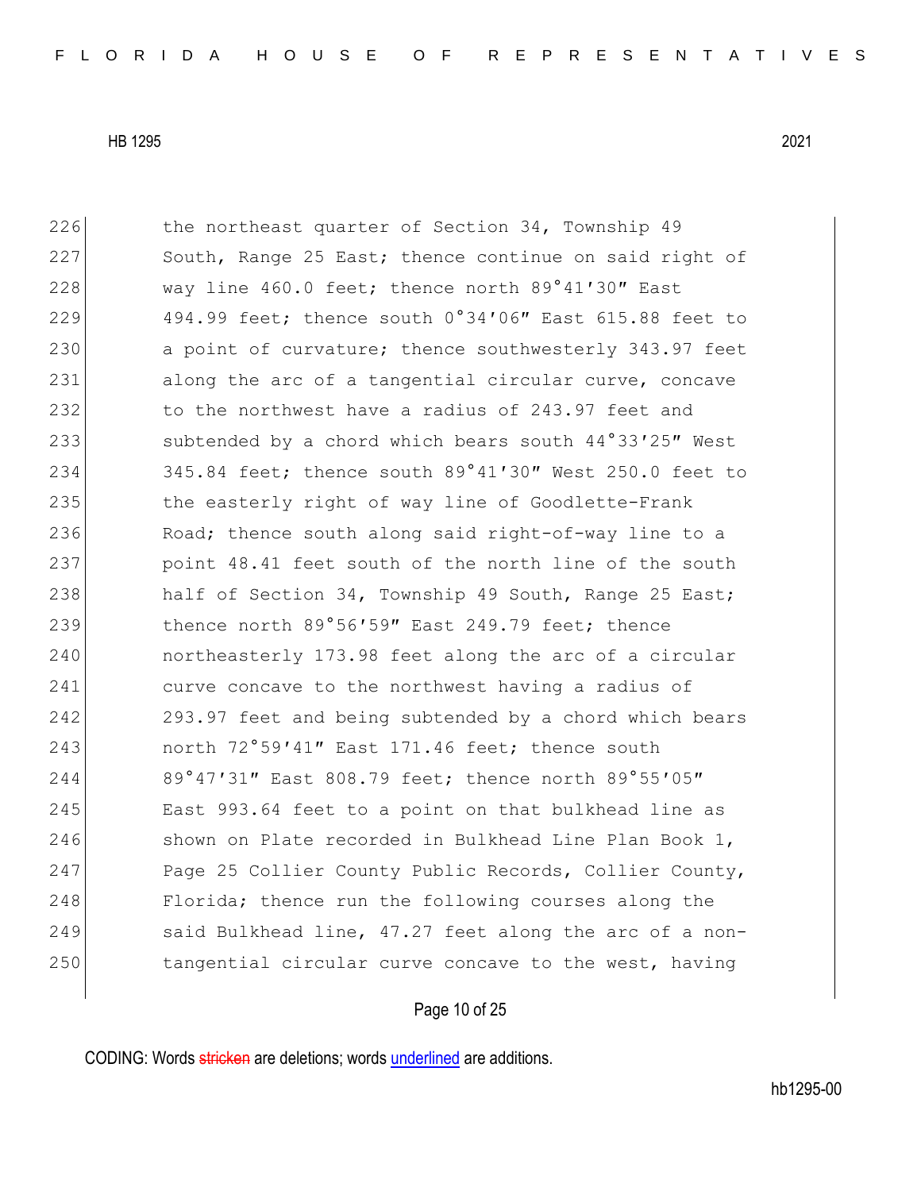the northeast quarter of Section 34, Township 49 South, Range 25 East; thence continue on said right of way line 460.0 feet; thence north 89°41′30″ East 494.99 feet; thence south 0°34′06″ East 615.88 feet to a point of curvature; thence southwesterly 343.97 feet along the arc of a tangential circular curve, concave to the northwest have a radius of 243.97 feet and subtended by a chord which bears south 44°33′25″ West 345.84 feet; thence south 89°41′30″ West 250.0 feet to the easterly right of way line of Goodlette-Frank Road; thence south along said right-of-way line to a point 48.41 feet south of the north line of the south half of Section 34, Township 49 South, Range 25 East; thence north 89°56′59″ East 249.79 feet; thence northeasterly 173.98 feet along the arc of a circular curve concave to the northwest having a radius of 293.97 feet and being subtended by a chord which bears north 72°59′41″ East 171.46 feet; thence south 89°47′31″ East 808.79 feet; thence north 89°55′05″ East 993.64 feet to a point on that bulkhead line as shown on Plate recorded in Bulkhead Line Plan Book 1, Page 25 Collier County Public Records, Collier County, Florida; thence run the following courses along the said Bulkhead line, 47.27 feet along the arc of a non-tangential circular curve concave to the west, having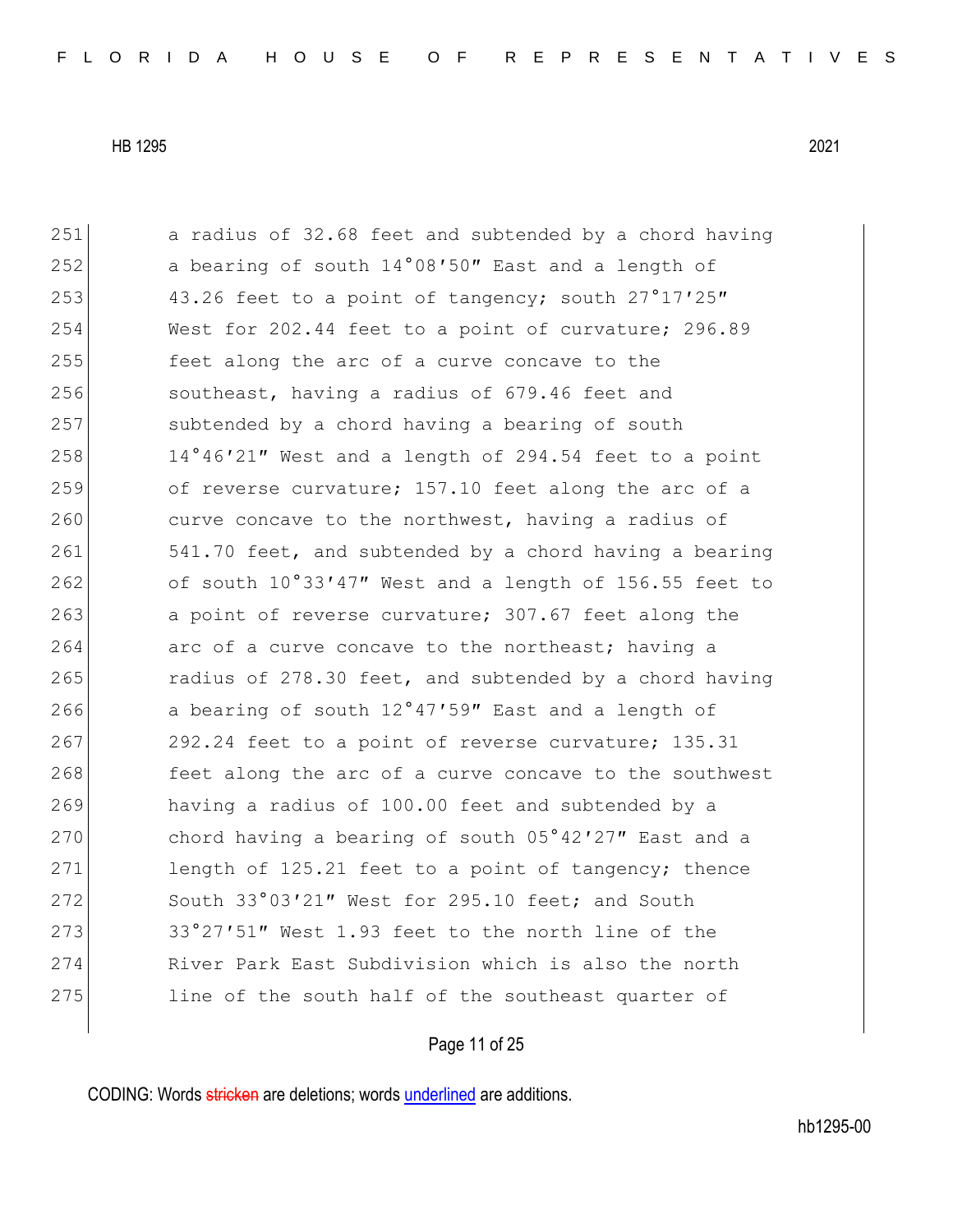a radius of 32.68 feet and subtended by a chord having a bearing of south 14°08′50″ East and a length of 43.26 feet to a point of tangency; south 27°17′25″ West for 202.44 feet to a point of curvature; 296.89 feet along the arc of a curve concave to the southeast, having a radius of 679.46 feet and subtended by a chord having a bearing of south 14°46′21″ West and a length of 294.54 feet to a point of reverse curvature; 157.10 feet along the arc of a curve concave to the northwest, having a radius of 541.70 feet, and subtended by a chord having a bearing of south 10°33′47″ West and a length of 156.55 feet to a point of reverse curvature; 307.67 feet along the arc of a curve concave to the northeast; having a radius of 278.30 feet, and subtended by a chord having a bearing of south 12°47′59″ East and a length of 292.24 feet to a point of reverse curvature; 135.31 feet along the arc of a curve concave to the southwest having a radius of 100.00 feet and subtended by a chord having a bearing of south 05°42′27″ East and a length of 125.21 feet to a point of tangency; thence South 33°03′21″ West for 295.10 feet; and South 33°27′51″ West 1.93 feet to the north line of the River Park East Subdivision which is also the north line of the south half of the southeast quarter of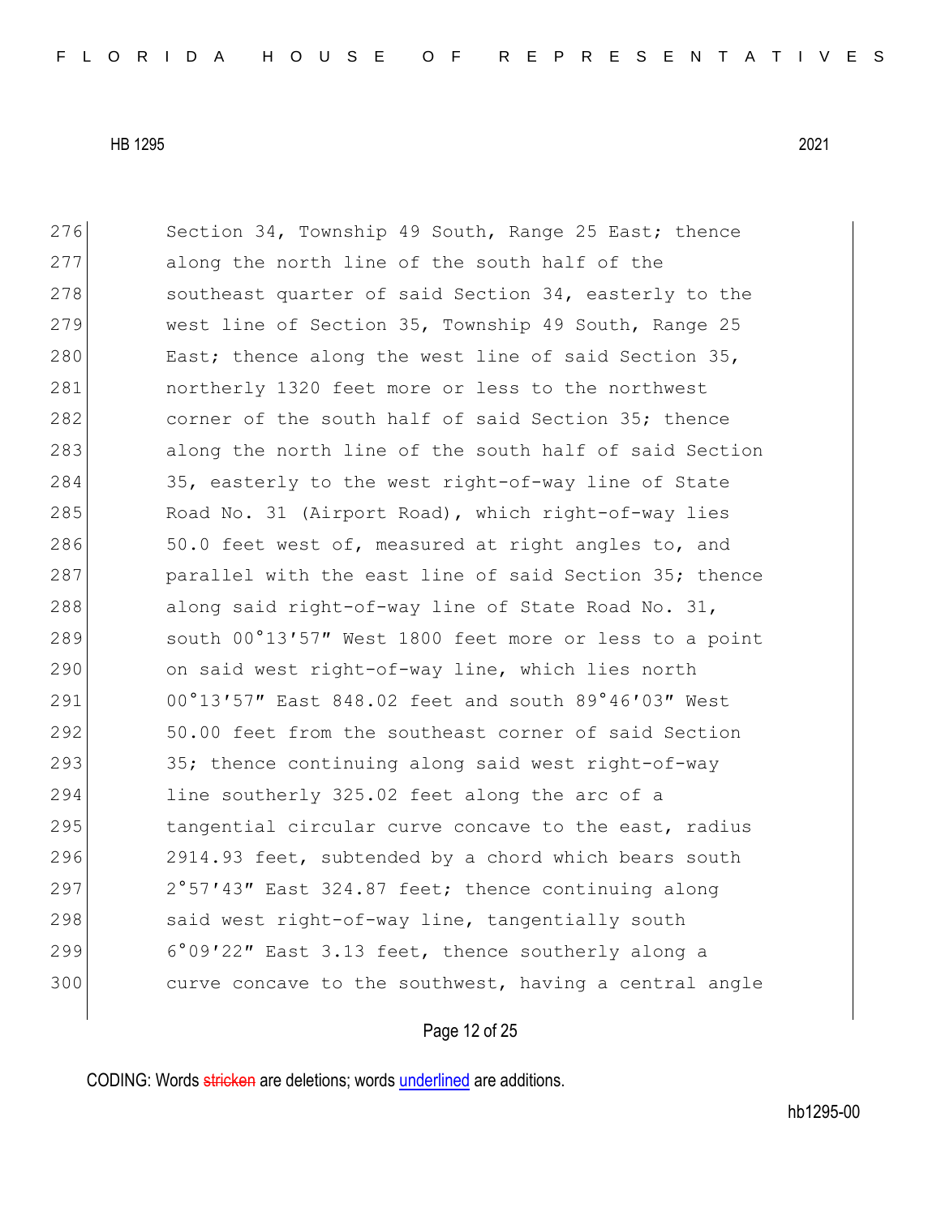276 Section 34, Township 49 South, Range 25 East; thence
277 along the north line of the south half of the
278 southeast quarter of said Section 34, easterly to the
279 west line of Section 35, Township 49 South, Range 25
280 East; thence along the west line of said Section 35,
281 northerly 1320 feet more or less to the northwest
282 corner of the south half of said Section 35; thence
283 along the north line of the south half of said Section
284 35, easterly to the west right-of-way line of State
285 Road No. 31 (Airport Road), which right-of-way lies
286 50.0 feet west of, measured at right angles to, and
287 parallel with the east line of said Section 35; thence
288 along said right-of-way line of State Road No. 31,
289 south 00°13′57″ West 1800 feet more or less to a point
290 on said west right-of-way line, which lies north
291 00°13′57″ East 848.02 feet and south 89°46′03″ West
292 50.00 feet from the southeast corner of said Section
293 35; thence continuing along said west right-of-way
294 line southerly 325.02 feet along the arc of a
295 tangential circular curve concave to the east, radius
296 2914.93 feet, subtended by a chord which bears south
297 2°57′43″ East 324.87 feet; thence continuing along
298 said west right-of-way line, tangentially south
299 6°09′22″ East 3.13 feet, thence southerly along a
300 curve concave to the southwest, having a central angle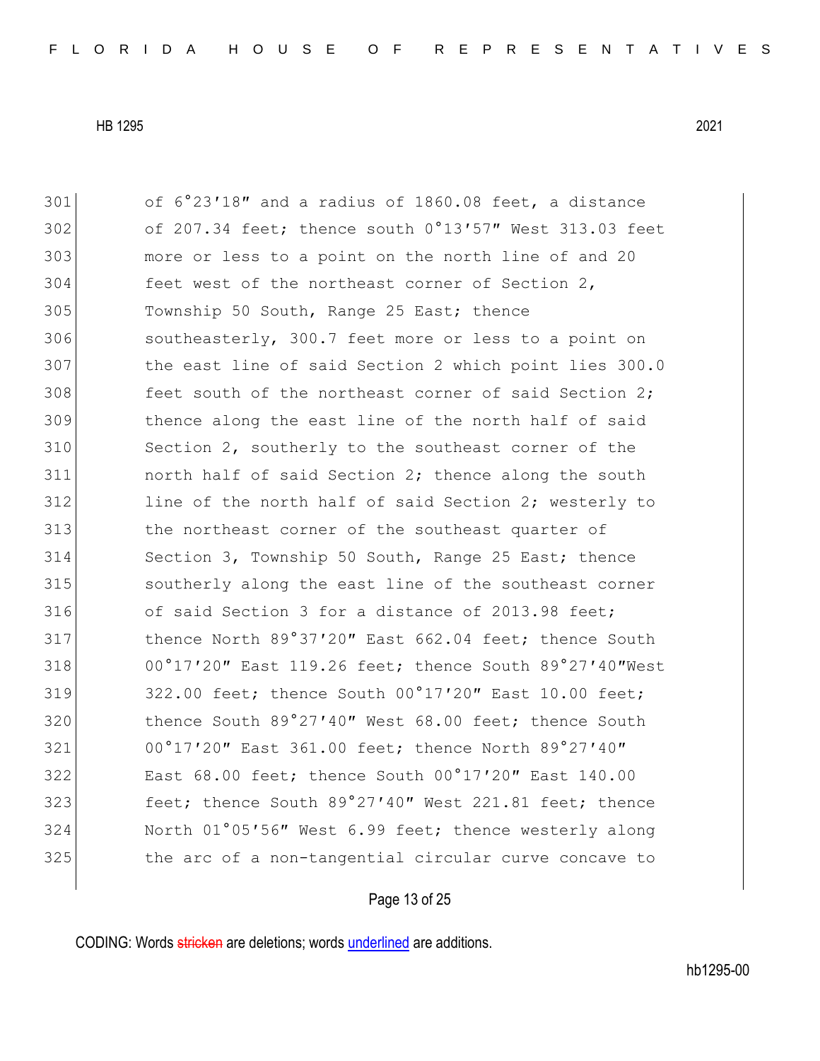301 of 6°23′18″ and a radius of 1860.08 feet, a distance
302 of 207.34 feet; thence south 0°13′57″ West 313.03 feet
303 more or less to a point on the north line of and 20
304 feet west of the northeast corner of Section 2,
305 Township 50 South, Range 25 East; thence
306 southeasterly, 300.7 feet more or less to a point on
307 the east line of said Section 2 which point lies 300.0
308 feet south of the northeast corner of said Section 2;
309 thence along the east line of the north half of said
310 Section 2, southerly to the southeast corner of the
311 north half of said Section 2; thence along the south
312 line of the north half of said Section 2; westerly to
313 the northeast corner of the southeast quarter of
314 Section 3, Township 50 South, Range 25 East; thence
315 southerly along the east line of the southeast corner
316 of said Section 3 for a distance of 2013.98 feet;
317 thence North 89°37′20″ East 662.04 feet; thence South
318 00°17′20″ East 119.26 feet; thence South 89°27′40″West
319 322.00 feet; thence South 00°17′20″ East 10.00 feet;
320 thence South 89°27′40″ West 68.00 feet; thence South
321 00°17′20″ East 361.00 feet; thence North 89°27′40″
322 East 68.00 feet; thence South 00°17′20″ East 140.00
323 feet; thence South 89°27′40″ West 221.81 feet; thence
324 North 01°05′56″ West 6.99 feet; thence westerly along
325 the arc of a non-tangential circular curve concave to

CODING: Words stricken are deletions; words underlined are additions.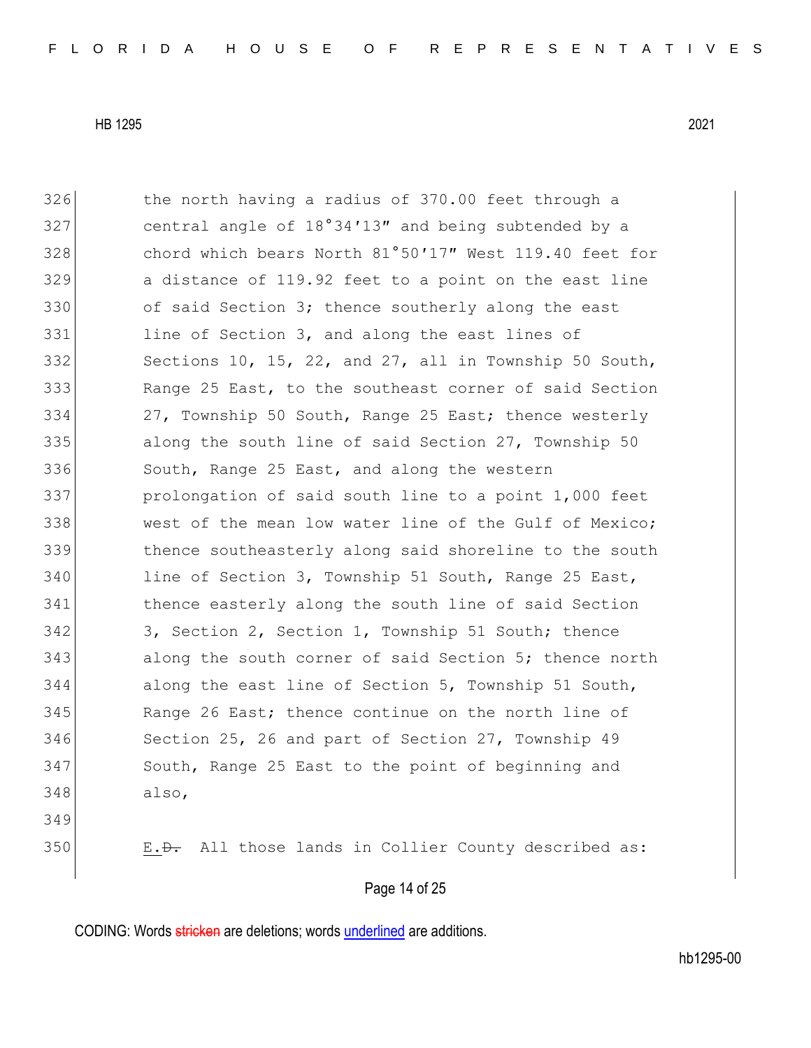the north having a radius of 370.00 feet through a central angle of 18°34′13″ and being subtended by a chord which bears North 81°50′17″ West 119.40 feet for a distance of 119.92 feet to a point on the east line of said Section 3; thence southerly along the east line of Section 3, and along the east lines of Sections 10, 15, 22, and 27, all in Township 50 South, Range 25 East, to the southeast corner of said Section 27, Township 50 South, Range 25 East; thence westerly along the south line of said Section 27, Township 50 South, Range 25 East, and along the western prolongation of said south line to a point 1,000 feet west of the mean low water line of the Gulf of Mexico; thence southeasterly along said shoreline to the south line of Section 3, Township 51 South, Range 25 East, thence easterly along the south line of said Section 3, Section 2, Section 1, Township 51 South; thence along the south corner of said Section 5; thence north along the east line of Section 5, Township 51 South, Range 26 East; thence continue on the north line of Section 25, 26 and part of Section 27, Township 49 South, Range 25 East to the point of beginning and also,

<u>E.</u>~~D.~~ All those lands in Collier County described as: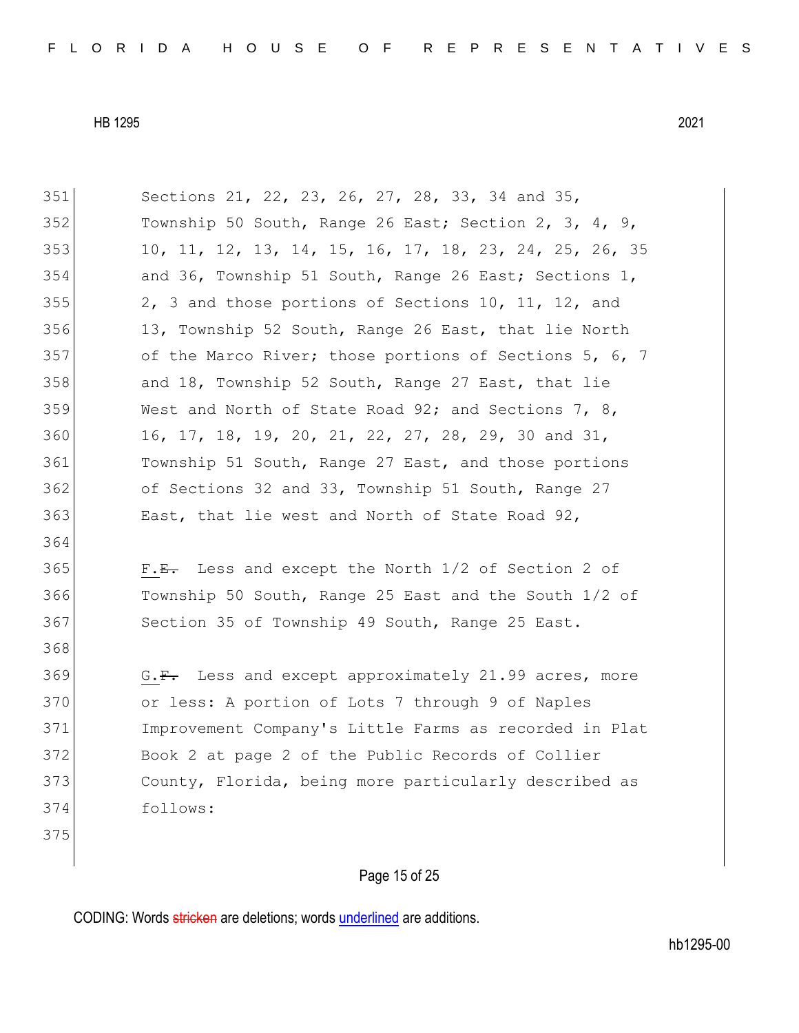Sections 21, 22, 23, 26, 27, 28, 33, 34 and 35, Township 50 South, Range 26 East; Section 2, 3, 4, 9, 10, 11, 12, 13, 14, 15, 16, 17, 18, 23, 24, 25, 26, 35 and 36, Township 51 South, Range 26 East; Sections 1, 2, 3 and those portions of Sections 10, 11, 12, and 13, Township 52 South, Range 26 East, that lie North of the Marco River; those portions of Sections 5, 6, 7 and 18, Township 52 South, Range 27 East, that lie West and North of State Road 92; and Sections 7, 8, 16, 17, 18, 19, 20, 21, 22, 27, 28, 29, 30 and 31, Township 51 South, Range 27 East, and those portions of Sections 32 and 33, Township 51 South, Range 27 East, that lie west and North of State Road 92,

<u>F.</u>~~E.~~ Less and except the North 1/2 of Section 2 of Township 50 South, Range 25 East and the South 1/2 of Section 35 of Township 49 South, Range 25 East.

<u>G.</u>~~F.~~ Less and except approximately 21.99 acres, more or less: A portion of Lots 7 through 9 of Naples Improvement Company's Little Farms as recorded in Plat Book 2 at page 2 of the Public Records of Collier County, Florida, being more particularly described as follows: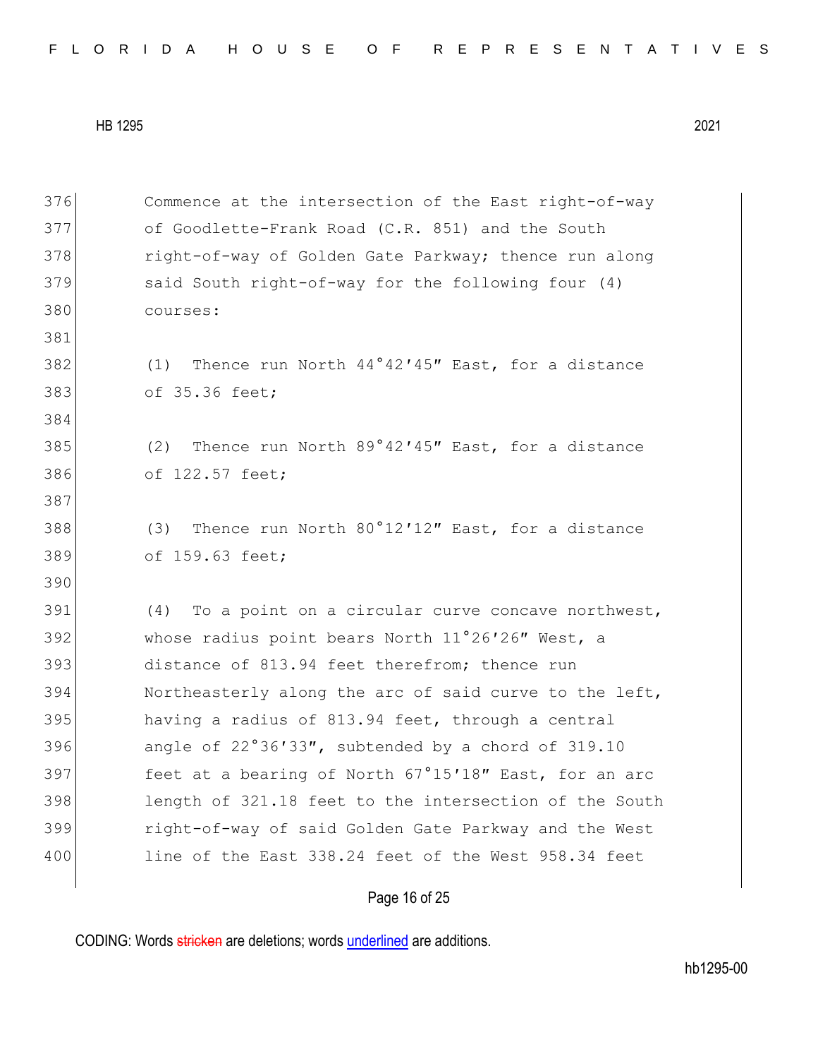Commence at the intersection of the East right-of-way of Goodlette-Frank Road (C.R. 851) and the South right-of-way of Golden Gate Parkway; thence run along said South right-of-way for the following four (4) courses:

(1) Thence run North 44°42′45″ East, for a distance of 35.36 feet;

(2) Thence run North 89°42′45″ East, for a distance of 122.57 feet;

(3) Thence run North 80°12′12″ East, for a distance of 159.63 feet;

(4) To a point on a circular curve concave northwest, whose radius point bears North 11°26′26″ West, a distance of 813.94 feet therefrom; thence run Northeasterly along the arc of said curve to the left, having a radius of 813.94 feet, through a central angle of 22°36′33″, subtended by a chord of 319.10 feet at a bearing of North 67°15′18″ East, for an arc length of 321.18 feet to the intersection of the South right-of-way of said Golden Gate Parkway and the West line of the East 338.24 feet of the West 958.34 feet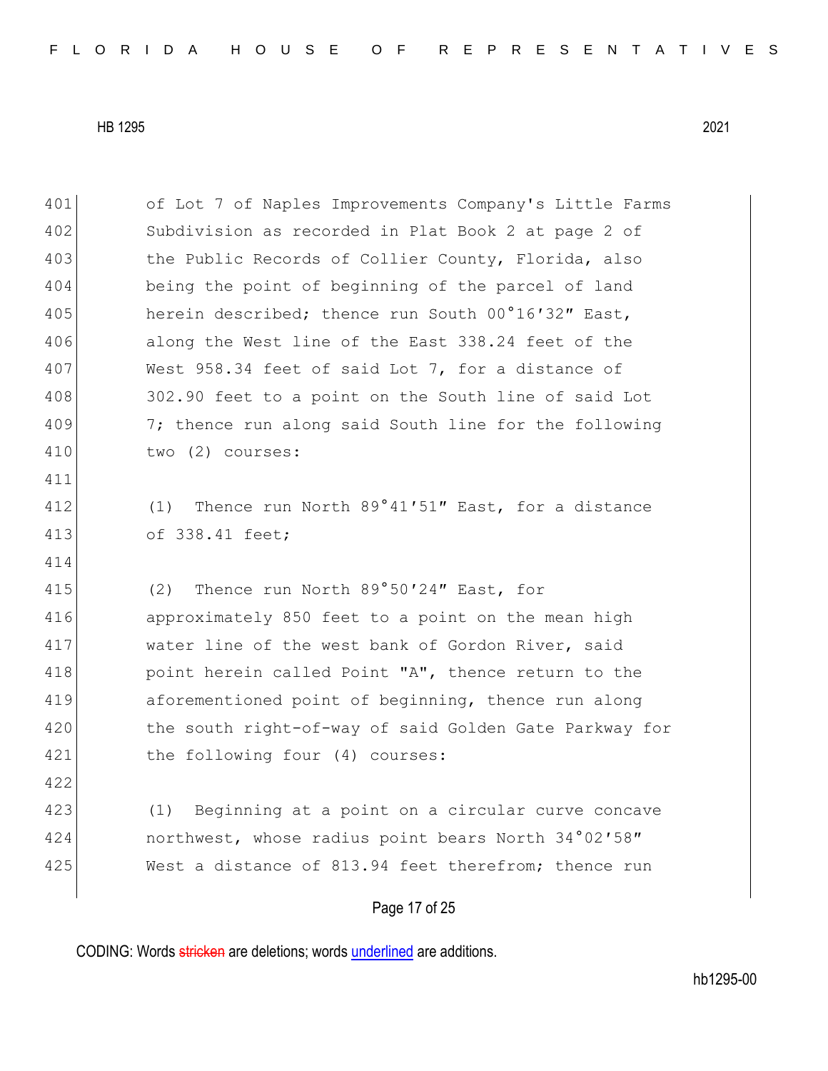of Lot 7 of Naples Improvements Company's Little Farms Subdivision as recorded in Plat Book 2 at page 2 of the Public Records of Collier County, Florida, also being the point of beginning of the parcel of land herein described; thence run South 00°16′32″ East, along the West line of the East 338.24 feet of the West 958.34 feet of said Lot 7, for a distance of 302.90 feet to a point on the South line of said Lot 7; thence run along said South line for the following two (2) courses:

(1) Thence run North 89°41′51″ East, for a distance of 338.41 feet;

(2) Thence run North 89°50′24″ East, for approximately 850 feet to a point on the mean high water line of the west bank of Gordon River, said point herein called Point "A", thence return to the aforementioned point of beginning, thence run along the south right-of-way of said Golden Gate Parkway for the following four (4) courses:

(1) Beginning at a point on a circular curve concave northwest, whose radius point bears North 34°02′58″ West a distance of 813.94 feet therefrom; thence run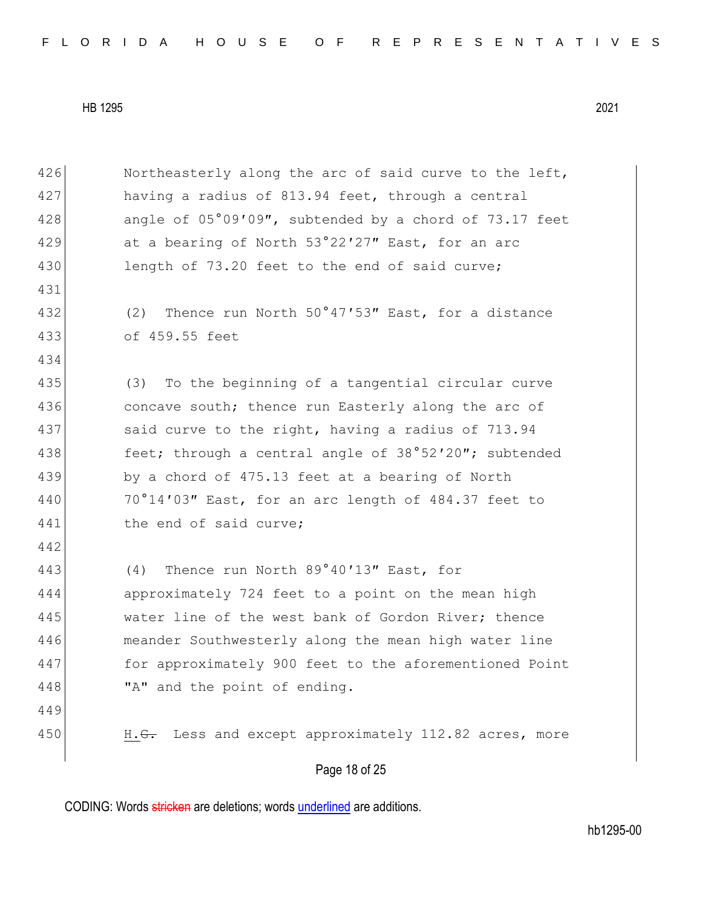Northeasterly along the arc of said curve to the left, having a radius of 813.94 feet, through a central angle of 05°09′09″, subtended by a chord of 73.17 feet at a bearing of North 53°22′27″ East, for an arc length of 73.20 feet to the end of said curve;

(2) Thence run North 50°47′53″ East, for a distance of 459.55 feet

(3) To the beginning of a tangential circular curve concave south; thence run Easterly along the arc of said curve to the right, having a radius of 713.94 feet; through a central angle of 38°52′20″; subtended by a chord of 475.13 feet at a bearing of North 70°14′03″ East, for an arc length of 484.37 feet to the end of said curve;

(4) Thence run North 89°40′13″ East, for approximately 724 feet to a point on the mean high water line of the west bank of Gordon River; thence meander Southwesterly along the mean high water line for approximately 900 feet to the aforementioned Point "A" and the point of ending.

H.~~G.~~ Less and except approximately 112.82 acres, more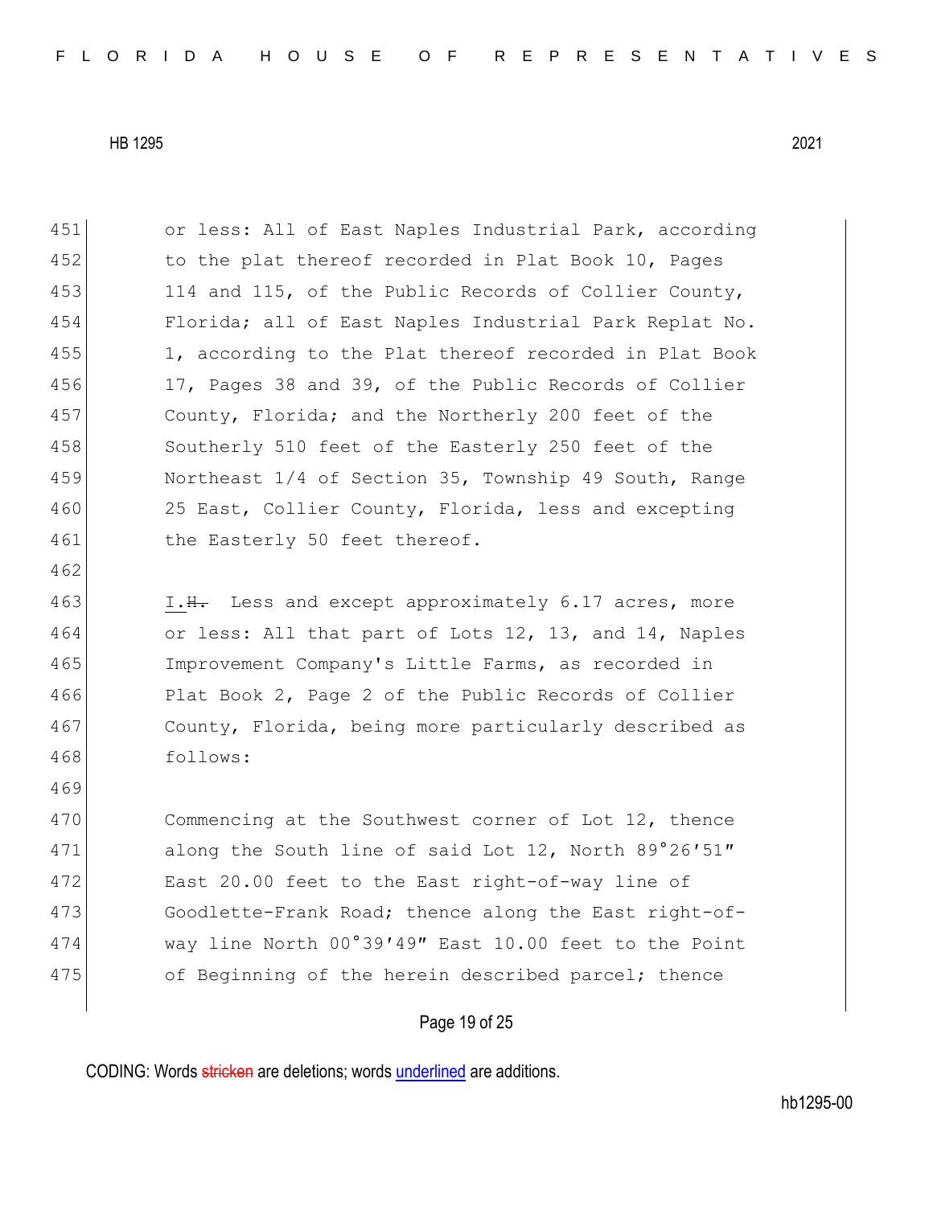or less: All of East Naples Industrial Park, according to the plat thereof recorded in Plat Book 10, Pages 114 and 115, of the Public Records of Collier County, Florida; all of East Naples Industrial Park Replat No. 1, according to the Plat thereof recorded in Plat Book 17, Pages 38 and 39, of the Public Records of Collier County, Florida; and the Northerly 200 feet of the Southerly 510 feet of the Easterly 250 feet of the Northeast 1/4 of Section 35, Township 49 South, Range 25 East, Collier County, Florida, less and excepting the Easterly 50 feet thereof.

<u>I.</u>~~H.~~ Less and except approximately 6.17 acres, more or less: All that part of Lots 12, 13, and 14, Naples Improvement Company's Little Farms, as recorded in Plat Book 2, Page 2 of the Public Records of Collier County, Florida, being more particularly described as follows:

Commencing at the Southwest corner of Lot 12, thence along the South line of said Lot 12, North 89°26′51″ East 20.00 feet to the East right-of-way line of Goodlette-Frank Road; thence along the East right-of-way line North 00°39′49″ East 10.00 feet to the Point of Beginning of the herein described parcel; thence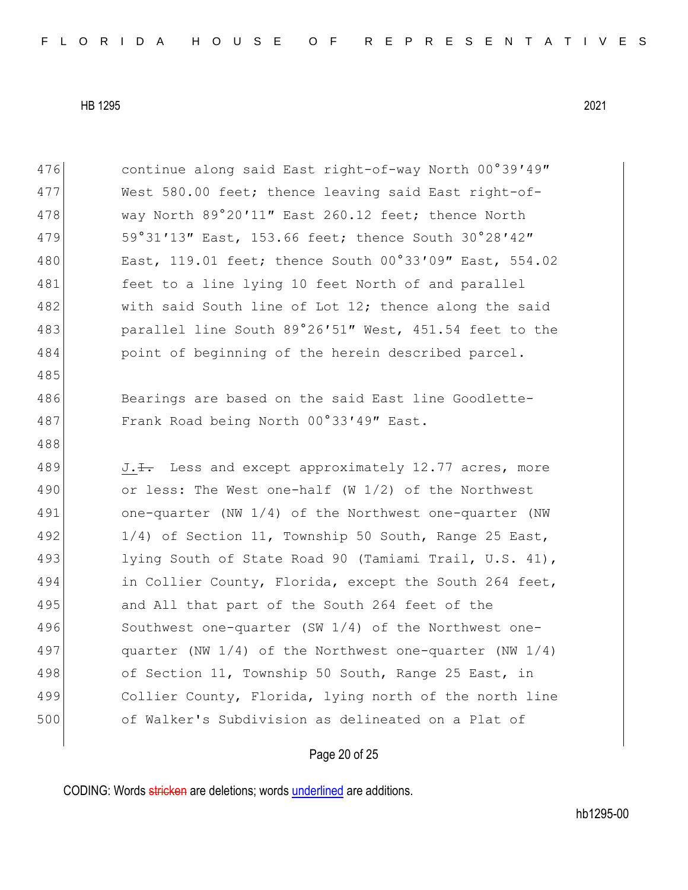continue along said East right-of-way North 00°39′49″ West 580.00 feet; thence leaving said East right-of-way North 89°20′11″ East 260.12 feet; thence North 59°31′13″ East, 153.66 feet; thence South 30°28′42″ East, 119.01 feet; thence South 00°33′09″ East, 554.02 feet to a line lying 10 feet North of and parallel with said South line of Lot 12; thence along the said parallel line South 89°26′51″ West, 451.54 feet to the point of beginning of the herein described parcel.

Bearings are based on the said East line Goodlette-Frank Road being North 00°33′49″ East.

J.~~I.~~ Less and except approximately 12.77 acres, more or less: The West one-half (W 1/2) of the Northwest one-quarter (NW 1/4) of the Northwest one-quarter (NW 1/4) of Section 11, Township 50 South, Range 25 East, lying South of State Road 90 (Tamiami Trail, U.S. 41), in Collier County, Florida, except the South 264 feet, and All that part of the South 264 feet of the Southwest one-quarter (SW 1/4) of the Northwest one-quarter (NW 1/4) of the Northwest one-quarter (NW 1/4) of Section 11, Township 50 South, Range 25 East, in Collier County, Florida, lying north of the north line of Walker's Subdivision as delineated on a Plat of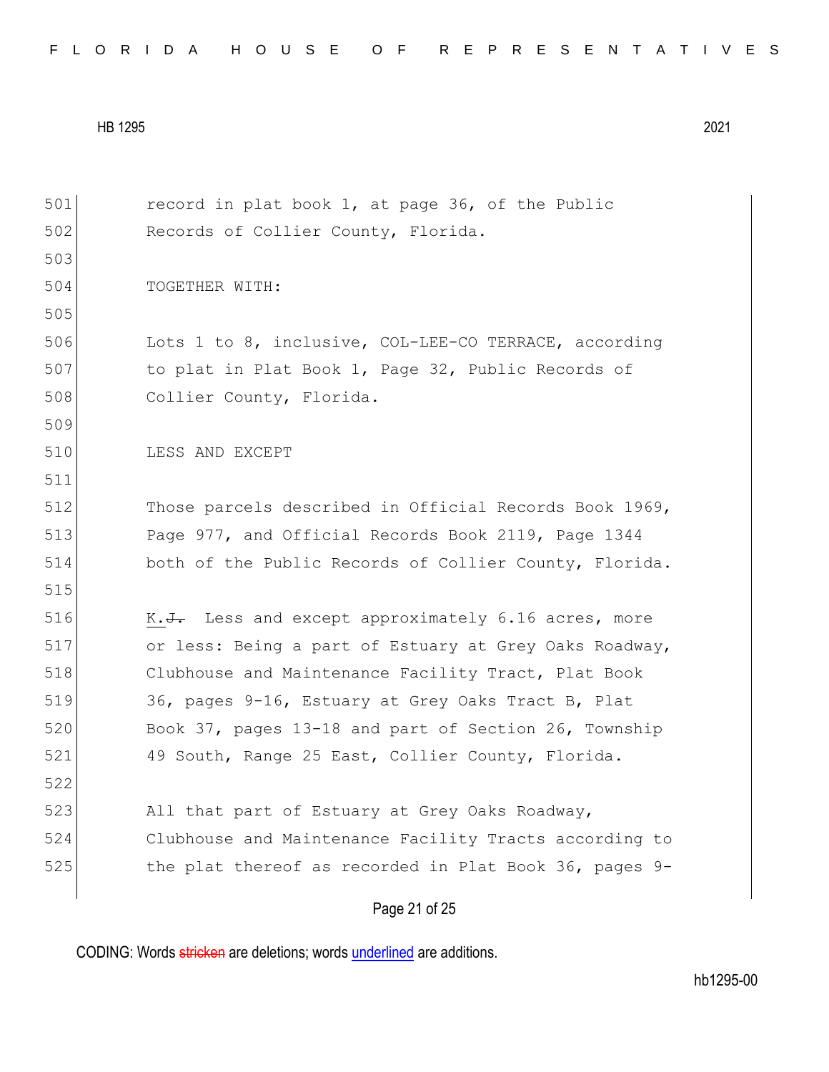record in plat book 1, at page 36, of the Public Records of Collier County, Florida.

TOGETHER WITH:

Lots 1 to 8, inclusive, COL-LEE-CO TERRACE, according to plat in Plat Book 1, Page 32, Public Records of Collier County, Florida.

LESS AND EXCEPT

Those parcels described in Official Records Book 1969, Page 977, and Official Records Book 2119, Page 1344 both of the Public Records of Collier County, Florida.

K.~~J.~~ Less and except approximately 6.16 acres, more or less: Being a part of Estuary at Grey Oaks Roadway, Clubhouse and Maintenance Facility Tract, Plat Book 36, pages 9-16, Estuary at Grey Oaks Tract B, Plat Book 37, pages 13-18 and part of Section 26, Township 49 South, Range 25 East, Collier County, Florida.

All that part of Estuary at Grey Oaks Roadway, Clubhouse and Maintenance Facility Tracts according to the plat thereof as recorded in Plat Book 36, pages 9-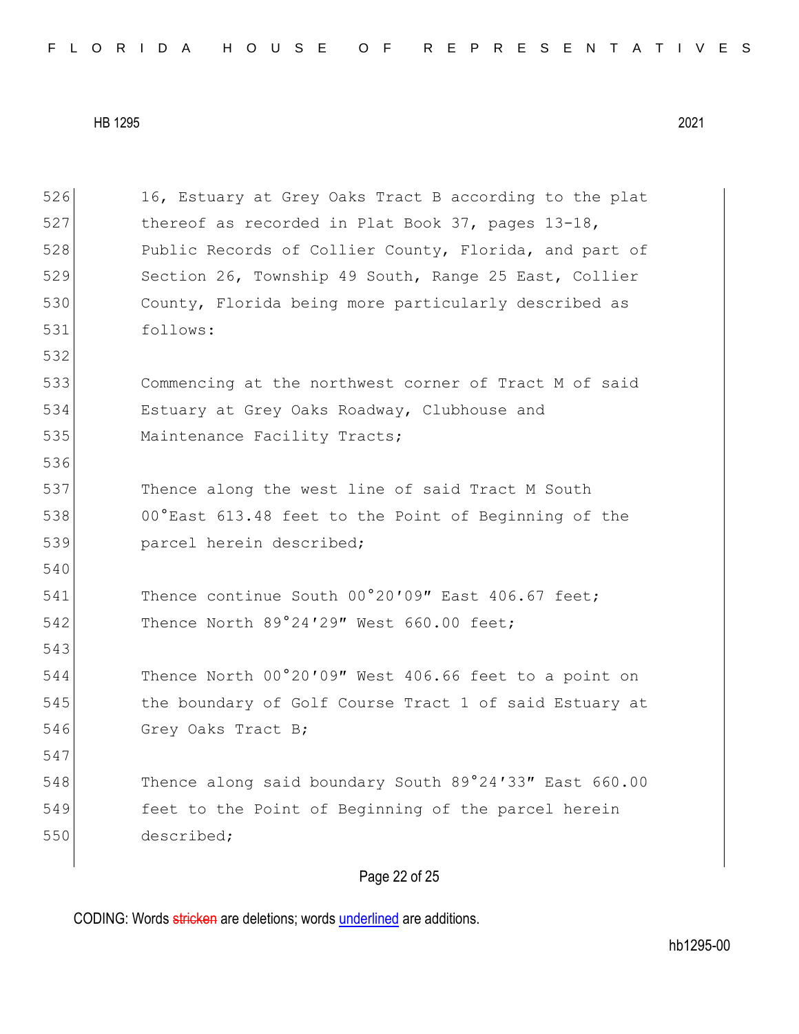16, Estuary at Grey Oaks Tract B according to the plat thereof as recorded in Plat Book 37, pages 13-18, Public Records of Collier County, Florida, and part of Section 26, Township 49 South, Range 25 East, Collier County, Florida being more particularly described as follows:

Commencing at the northwest corner of Tract M of said Estuary at Grey Oaks Roadway, Clubhouse and Maintenance Facility Tracts;

Thence along the west line of said Tract M South 00°East 613.48 feet to the Point of Beginning of the parcel herein described;

Thence continue South 00°20′09″ East 406.67 feet;
Thence North 89°24′29″ West 660.00 feet;

Thence North 00°20′09″ West 406.66 feet to a point on the boundary of Golf Course Tract 1 of said Estuary at Grey Oaks Tract B;

Thence along said boundary South 89°24′33″ East 660.00 feet to the Point of Beginning of the parcel herein described;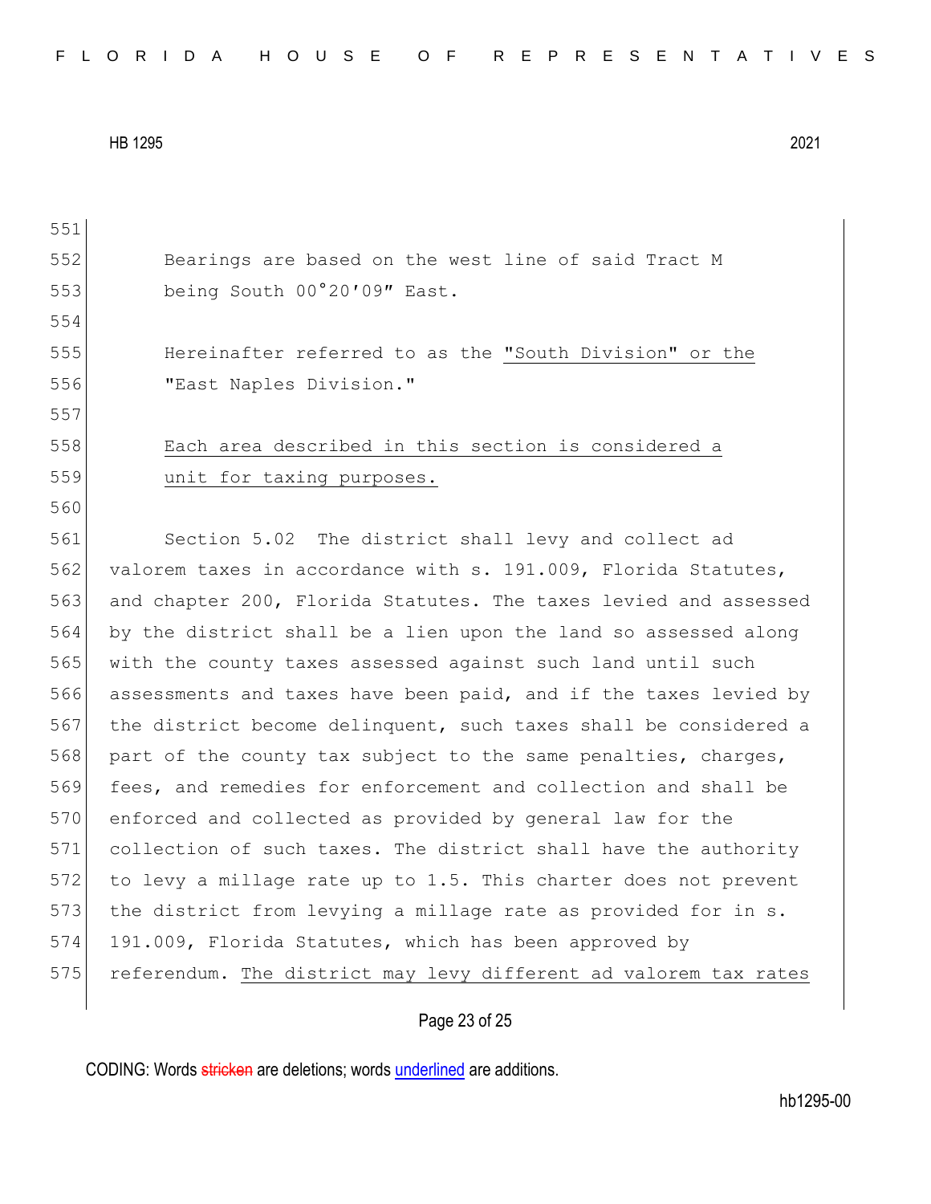Bearings are based on the west line of said Tract M being South 00°20′09″ East.

Hereinafter referred to as the <u>"South Division" or the "East Naples Division."</u>

<u>Each area described in this section is considered a unit for taxing purposes.</u>

Section 5.02 The district shall levy and collect ad valorem taxes in accordance with s. 191.009, Florida Statutes, and chapter 200, Florida Statutes. The taxes levied and assessed by the district shall be a lien upon the land so assessed along with the county taxes assessed against such land until such assessments and taxes have been paid, and if the taxes levied by the district become delinquent, such taxes shall be considered a part of the county tax subject to the same penalties, charges, fees, and remedies for enforcement and collection and shall be enforced and collected as provided by general law for the collection of such taxes. The district shall have the authority to levy a millage rate up to 1.5. This charter does not prevent the district from levying a millage rate as provided for in s. 191.009, Florida Statutes, which has been approved by referendum. <u>The district may levy different ad valorem tax rates</u>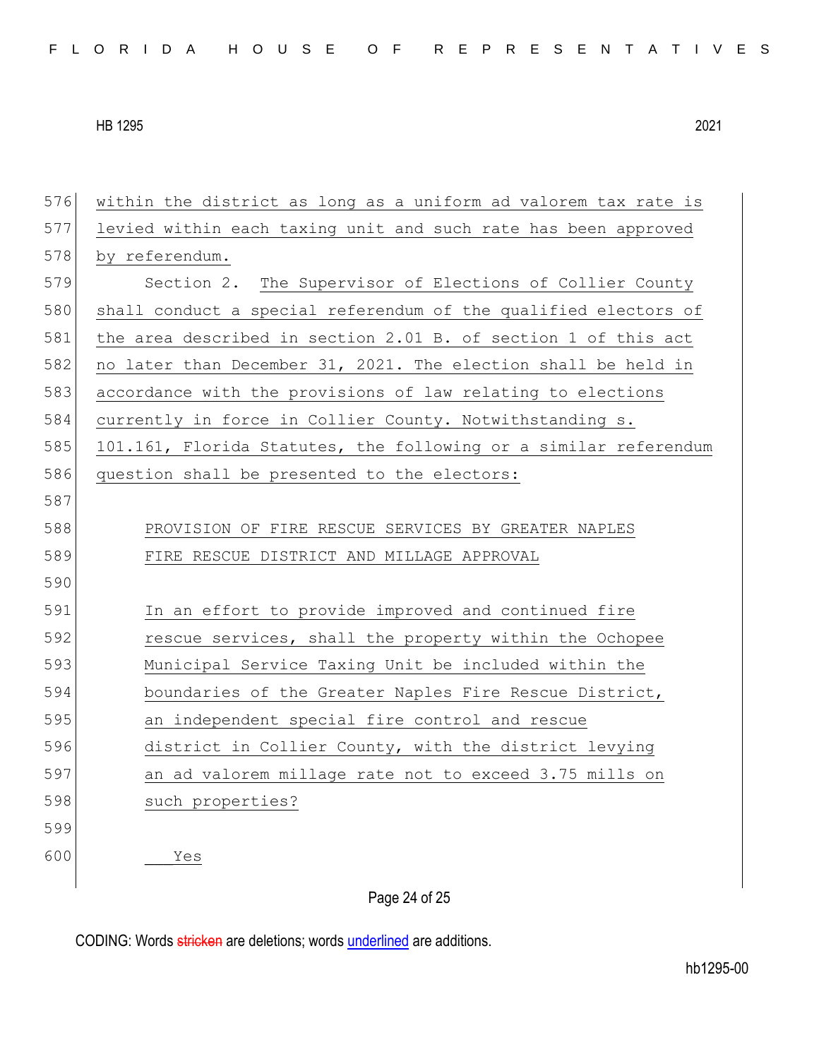within the district as long as a uniform ad valorem tax rate is levied within each taxing unit and such rate has been approved by referendum.

Section 2. The Supervisor of Elections of Collier County shall conduct a special referendum of the qualified electors of the area described in section 2.01 B. of section 1 of this act no later than December 31, 2021. The election shall be held in accordance with the provisions of law relating to elections currently in force in Collier County. Notwithstanding s. 101.161, Florida Statutes, the following or a similar referendum question shall be presented to the electors:

PROVISION OF FIRE RESCUE SERVICES BY GREATER NAPLES FIRE RESCUE DISTRICT AND MILLAGE APPROVAL

In an effort to provide improved and continued fire rescue services, shall the property within the Ochopee Municipal Service Taxing Unit be included within the boundaries of the Greater Naples Fire Rescue District, an independent special fire control and rescue district in Collier County, with the district levying an ad valorem millage rate not to exceed 3.75 mills on such properties?

\_\_\_Yes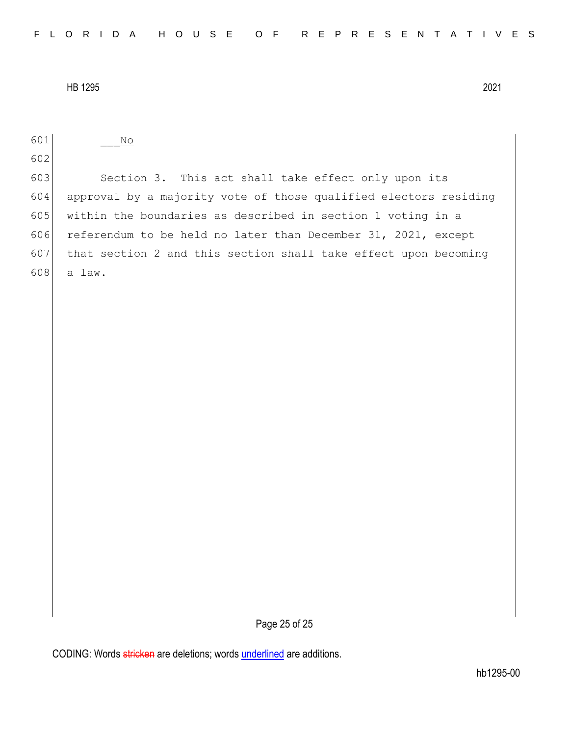___No

Section 3. This act shall take effect only upon its approval by a majority vote of those qualified electors residing within the boundaries as described in section 1 voting in a referendum to be held no later than December 31, 2021, except that section 2 and this section shall take effect upon becoming a law.